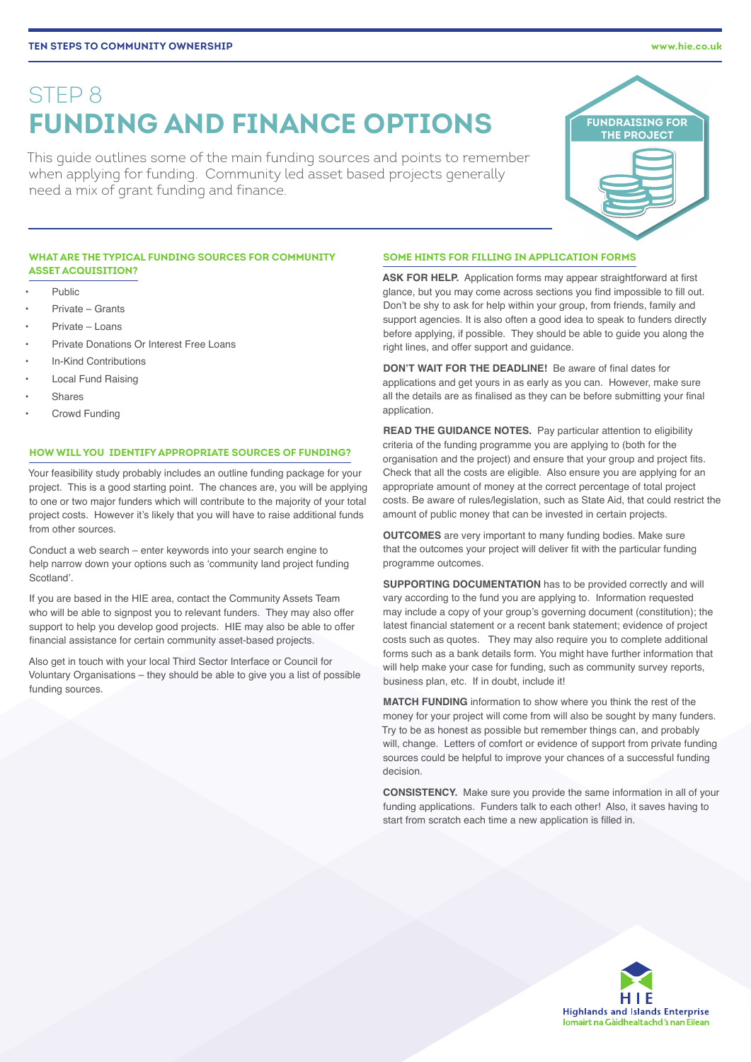# STEP 8
# FUNDING AND FINANCE OPTIONS

This guide outlines some of the main funding sources and points to remember when applying for funding. Community led asset based projects generally need a mix of grant funding and finance.

FUNDRAISING FOR THE PROJECT

### WHAT ARE THE TYPICAL FUNDING SOURCES FOR COMMUNITY ASSET ACQUISITION?

- Public
- Private – Grants
- Private – Loans
- Private Donations Or Interest Free Loans
- In-Kind Contributions
- Local Fund Raising
- Shares
- Crowd Funding

### HOW WILL YOU IDENTIFY APPROPRIATE SOURCES OF FUNDING?

Your feasibility study probably includes an outline funding package for your project. This is a good starting point. The chances are, you will be applying to one or two major funders which will contribute to the majority of your total project costs. However it's likely that you will have to raise additional funds from other sources.

Conduct a web search – enter keywords into your search engine to help narrow down your options such as 'community land project funding Scotland'.

If you are based in the HIE area, contact the Community Assets Team who will be able to signpost you to relevant funders. They may also offer support to help you develop good projects. HIE may also be able to offer financial assistance for certain community asset-based projects.

Also get in touch with your local Third Sector Interface or Council for Voluntary Organisations – they should be able to give you a list of possible funding sources.

### SOME HINTS FOR FILLING IN APPLICATION FORMS

**ASK FOR HELP.** Application forms may appear straightforward at first glance, but you may come across sections you find impossible to fill out. Don't be shy to ask for help within your group, from friends, family and support agencies. It is also often a good idea to speak to funders directly before applying, if possible. They should be able to guide you along the right lines, and offer support and guidance.

**DON'T WAIT FOR THE DEADLINE!** Be aware of final dates for applications and get yours in as early as you can. However, make sure all the details are as finalised as they can be before submitting your final application.

**READ THE GUIDANCE NOTES.** Pay particular attention to eligibility criteria of the funding programme you are applying to (both for the organisation and the project) and ensure that your group and project fits. Check that all the costs are eligible. Also ensure you are applying for an appropriate amount of money at the correct percentage of total project costs. Be aware of rules/legislation, such as State Aid, that could restrict the amount of public money that can be invested in certain projects.

**OUTCOMES** are very important to many funding bodies. Make sure that the outcomes your project will deliver fit with the particular funding programme outcomes.

**SUPPORTING DOCUMENTATION** has to be provided correctly and will vary according to the fund you are applying to. Information requested may include a copy of your group's governing document (constitution); the latest financial statement or a recent bank statement; evidence of project costs such as quotes. They may also require you to complete additional forms such as a bank details form. You might have further information that will help make your case for funding, such as community survey reports, business plan, etc. If in doubt, include it!

**MATCH FUNDING** information to show where you think the rest of the money for your project will come from will also be sought by many funders. Try to be as honest as possible but remember things can, and probably will, change. Letters of comfort or evidence of support from private funding sources could be helpful to improve your chances of a successful funding decision.

**CONSISTENCY.** Make sure you provide the same information in all of your funding applications. Funders talk to each other! Also, it saves having to start from scratch each time a new application is filled in.

HIE
Highlands and Islands Enterprise
Iomairt na Gàidhealtachd 's nan Eilean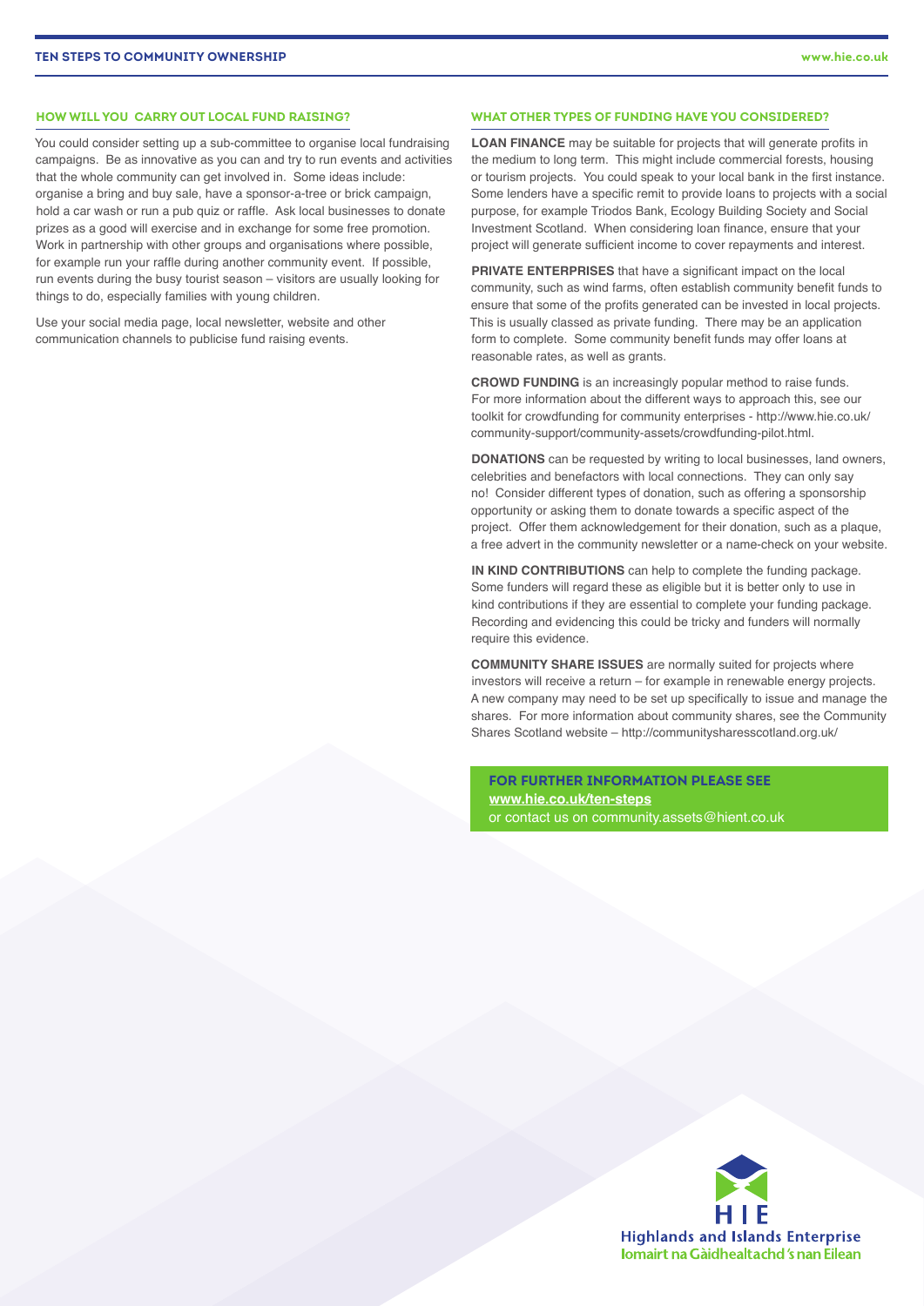## HOW WILL YOU CARRY OUT LOCAL FUND RAISING?

You could consider setting up a sub-committee to organise local fundraising campaigns. Be as innovative as you can and try to run events and activities that the whole community can get involved in. Some ideas include: organise a bring and buy sale, have a sponsor-a-tree or brick campaign, hold a car wash or run a pub quiz or raffle. Ask local businesses to donate prizes as a good will exercise and in exchange for some free promotion. Work in partnership with other groups and organisations where possible, for example run your raffle during another community event. If possible, run events during the busy tourist season – visitors are usually looking for things to do, especially families with young children.

Use your social media page, local newsletter, website and other communication channels to publicise fund raising events.

## WHAT OTHER TYPES OF FUNDING HAVE YOU CONSIDERED?

**LOAN FINANCE** may be suitable for projects that will generate profits in the medium to long term. This might include commercial forests, housing or tourism projects. You could speak to your local bank in the first instance. Some lenders have a specific remit to provide loans to projects with a social purpose, for example Triodos Bank, Ecology Building Society and Social Investment Scotland. When considering loan finance, ensure that your project will generate sufficient income to cover repayments and interest.

**PRIVATE ENTERPRISES** that have a significant impact on the local community, such as wind farms, often establish community benefit funds to ensure that some of the profits generated can be invested in local projects. This is usually classed as private funding. There may be an application form to complete. Some community benefit funds may offer loans at reasonable rates, as well as grants.

**CROWD FUNDING** is an increasingly popular method to raise funds. For more information about the different ways to approach this, see our toolkit for crowdfunding for community enterprises - http://www.hie.co.uk/community-support/community-assets/crowdfunding-pilot.html.

**DONATIONS** can be requested by writing to local businesses, land owners, celebrities and benefactors with local connections. They can only say no! Consider different types of donation, such as offering a sponsorship opportunity or asking them to donate towards a specific aspect of the project. Offer them acknowledgement for their donation, such as a plaque, a free advert in the community newsletter or a name-check on your website.

**IN KIND CONTRIBUTIONS** can help to complete the funding package. Some funders will regard these as eligible but it is better only to use in kind contributions if they are essential to complete your funding package. Recording and evidencing this could be tricky and funders will normally require this evidence.

**COMMUNITY SHARE ISSUES** are normally suited for projects where investors will receive a return – for example in renewable energy projects. A new company may need to be set up specifically to issue and manage the shares. For more information about community shares, see the Community Shares Scotland website – http://communitysharesscotland.org.uk/

**FOR FURTHER INFORMATION PLEASE SEE**
**www.hie.co.uk/ten-steps**
or contact us on community.assets@hient.co.uk

HIE
Highlands and Islands Enterprise
Iomairt na Gàidhealtachd 's nan Eilean